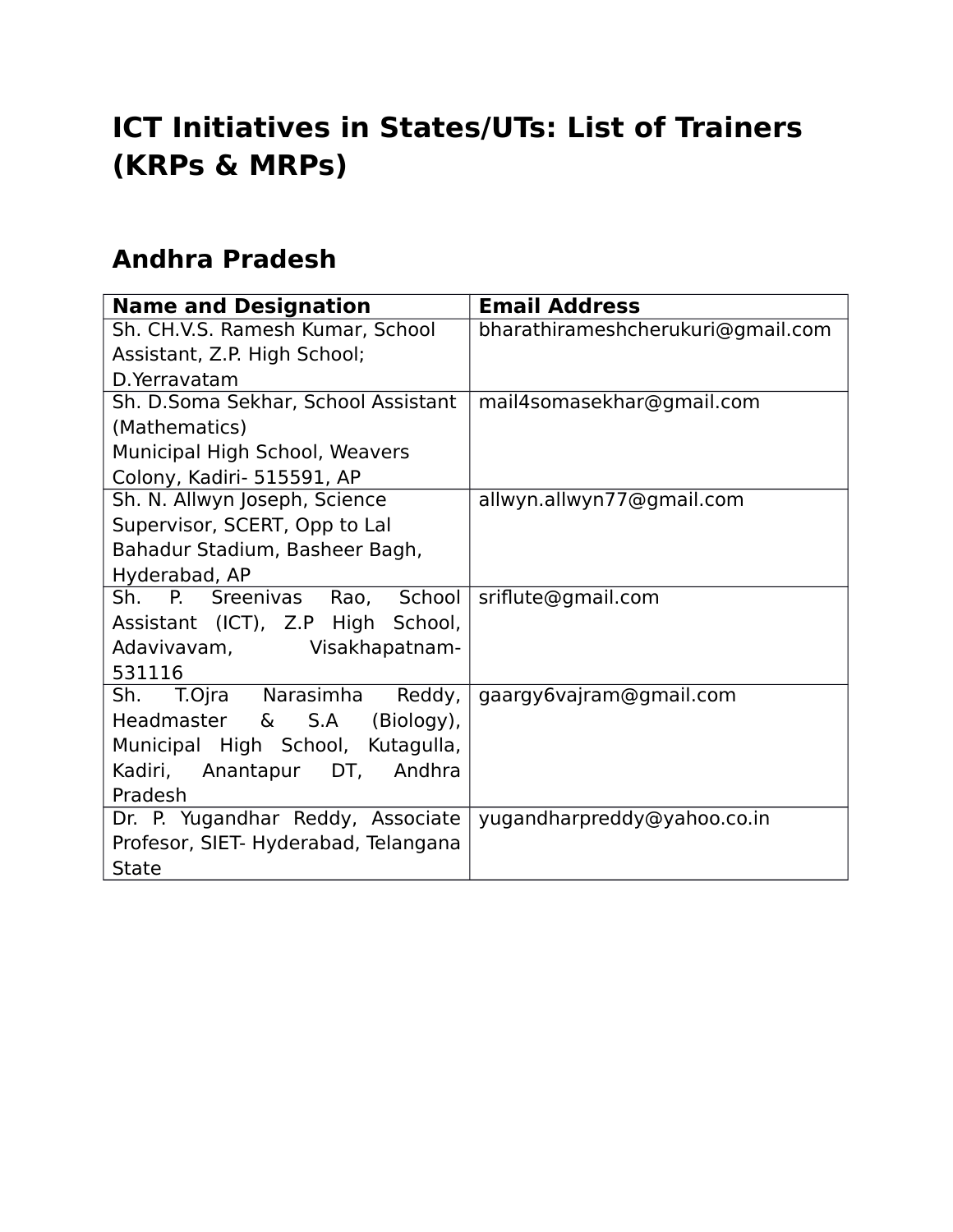# ICT Initiatives in States/UTs: List of Trainers (KRPs & MRPs)

## Andhra Pradesh

| Name and Designation | Email Address |
| --- | --- |
| Sh. CH.V.S. Ramesh Kumar, School Assistant, Z.P. High School; D.Yerravatam | bharathirameshcherukuri@gmail.com |
| Sh. D.Soma Sekhar, School Assistant (Mathematics) Municipal High School, Weavers Colony, Kadiri- 515591, AP | mail4somasekhar@gmail.com |
| Sh. N. Allwyn Joseph, Science Supervisor, SCERT, Opp to Lal Bahadur Stadium, Basheer Bagh, Hyderabad, AP | allwyn.allwyn77@gmail.com |
| Sh. P. Sreenivas Rao, School Assistant (ICT), Z.P High School, Adavivavam, Visakhapatnam-531116 | sriflute@gmail.com |
| Sh. T.Ojra Narasimha Reddy, Headmaster & S.A (Biology), Municipal High School, Kutagulla, Kadiri, Anantapur DT, Andhra Pradesh | gaargy6vajram@gmail.com |
| Dr. P. Yugandhar Reddy, Associate Profesor, SIET- Hyderabad, Telangana State | yugandharpreddy@yahoo.co.in |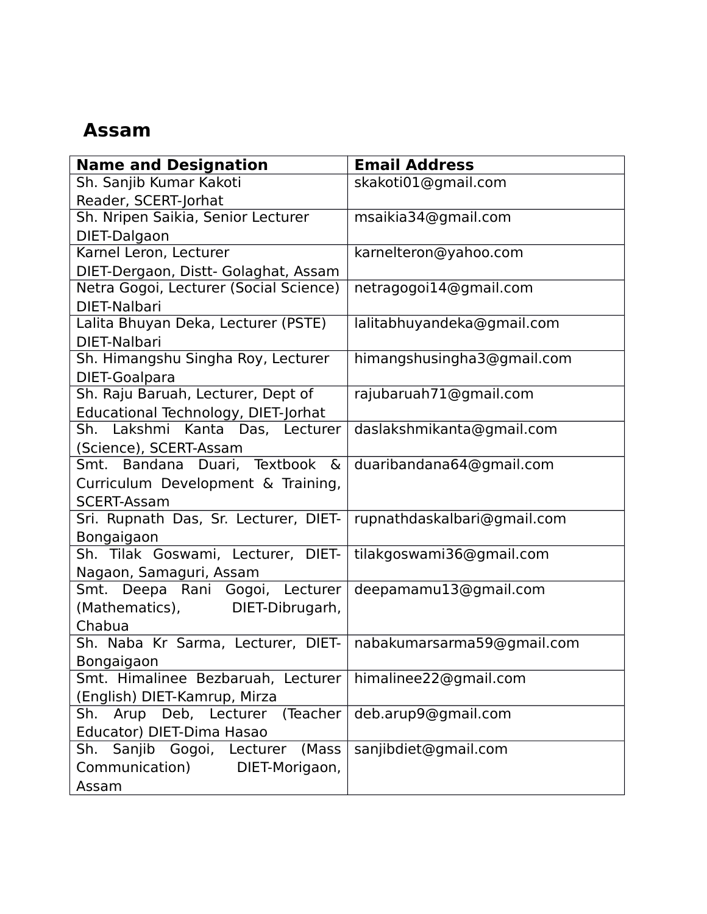## Assam

| Name and Designation | Email Address |
|---|---|
| Sh. Sanjib Kumar Kakoti<br>Reader, SCERT-Jorhat | skakoti01@gmail.com |
| Sh. Nripen Saikia, Senior Lecturer<br>DIET-Dalgaon | msaikia34@gmail.com |
| Karnel Leron, Lecturer<br>DIET-Dergaon, Distt- Golaghat, Assam | karnelteron@yahoo.com |
| Netra Gogoi, Lecturer (Social Science)<br>DIET-Nalbari | netragogoi14@gmail.com |
| Lalita Bhuyan Deka, Lecturer (PSTE)<br>DIET-Nalbari | lalitabhuyandeka@gmail.com |
| Sh. Himangshu Singha Roy, Lecturer<br>DIET-Goalpara | himangshusingha3@gmail.com |
| Sh. Raju Baruah, Lecturer, Dept of Educational Technology, DIET-Jorhat | rajubaruah71@gmail.com |
| Sh. Lakshmi Kanta Das, Lecturer (Science), SCERT-Assam | daslakshmikanta@gmail.com |
| Smt. Bandana Duari, Textbook & Curriculum Development & Training, SCERT-Assam | duaribandana64@gmail.com |
| Sri. Rupnath Das, Sr. Lecturer, DIET-Bongaigaon | rupnathdaskalbari@gmail.com |
| Sh. Tilak Goswami, Lecturer, DIET-Nagaon, Samaguri, Assam | tilakgoswami36@gmail.com |
| Smt. Deepa Rani Gogoi, Lecturer (Mathematics), DIET-Dibrugarh, Chabua | deepamamu13@gmail.com |
| Sh. Naba Kr Sarma, Lecturer, DIET-Bongaigaon | nabakumarsarma59@gmail.com |
| Smt. Himalinee Bezbaruah, Lecturer (English) DIET-Kamrup, Mirza | himalinee22@gmail.com |
| Sh. Arup Deb, Lecturer (Teacher Educator) DIET-Dima Hasao | deb.arup9@gmail.com |
| Sh. Sanjib Gogoi, Lecturer (Mass Communication) DIET-Morigaon, Assam | sanjibdiet@gmail.com |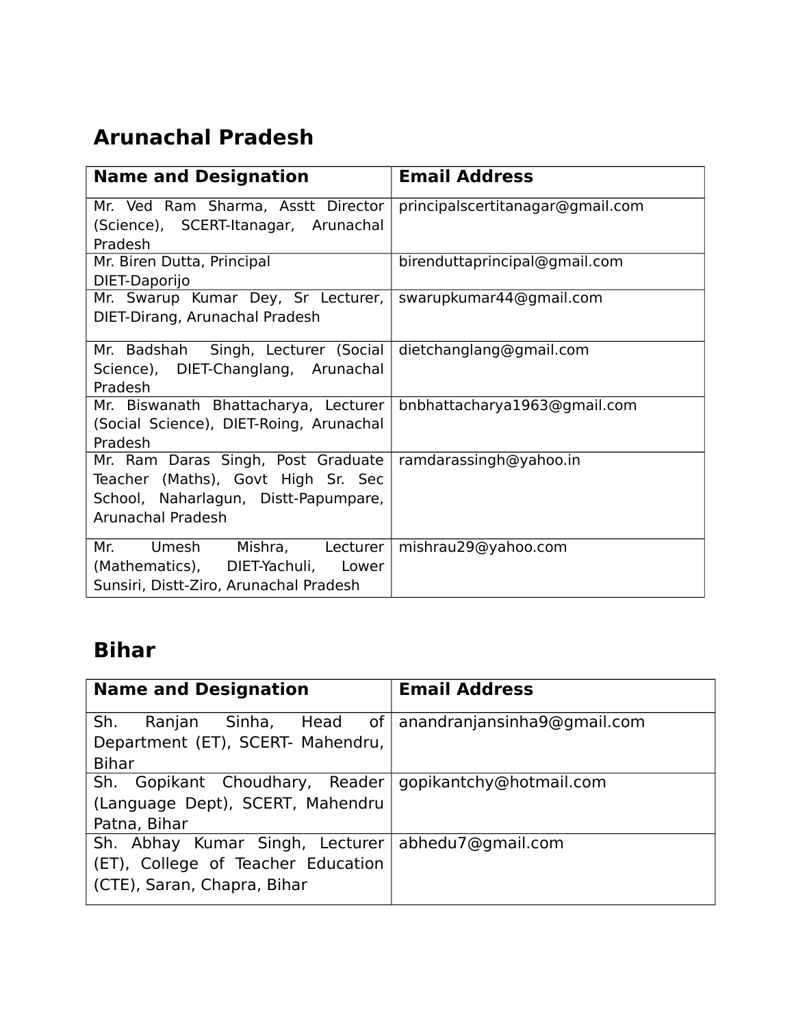## Arunachal Pradesh

| Name and Designation | Email Address |
|---|---|
| Mr. Ved Ram Sharma, Asstt Director (Science), SCERT-Itanagar, Arunachal Pradesh | principalscertitanagar@gmail.com |
| Mr. Biren Dutta, Principal DIET-Daporijo | birenduttaprincipal@gmail.com |
| Mr. Swarup Kumar Dey, Sr Lecturer, DIET-Dirang, Arunachal Pradesh | swarupkumar44@gmail.com |
| Mr. Badshah Singh, Lecturer (Social Science), DIET-Changlang, Arunachal Pradesh | dietchanglang@gmail.com |
| Mr. Biswanath Bhattacharya, Lecturer (Social Science), DIET-Roing, Arunachal Pradesh | bnbhattacharya1963@gmail.com |
| Mr. Ram Daras Singh, Post Graduate Teacher (Maths), Govt High Sr. Sec School, Naharlagun, Distt-Papumpare, Arunachal Pradesh | ramdarassingh@yahoo.in |
| Mr. Umesh Mishra, Lecturer (Mathematics), DIET-Yachuli, Lower Sunsiri, Distt-Ziro, Arunachal Pradesh | mishrau29@yahoo.com |

## Bihar

| Name and Designation | Email Address |
|---|---|
| Sh. Ranjan Sinha, Head of Department (ET), SCERT- Mahendru, Bihar | anandranjansinha9@gmail.com |
| Sh. Gopikant Choudhary, Reader (Language Dept), SCERT, Mahendru Patna, Bihar | gopikantchy@hotmail.com |
| Sh. Abhay Kumar Singh, Lecturer (ET), College of Teacher Education (CTE), Saran, Chapra, Bihar | abhedu7@gmail.com |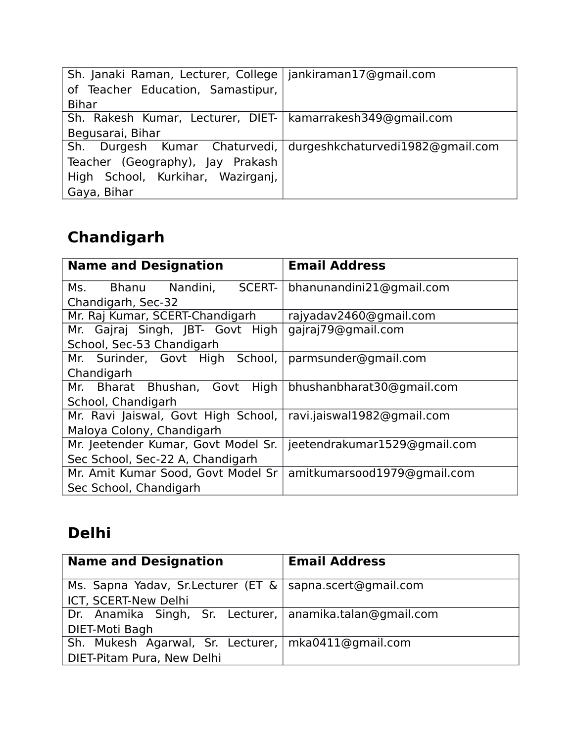| | |
|---|---|
| Sh. Janaki Raman, Lecturer, College of Teacher Education, Samastipur, Bihar | jankiraman17@gmail.com |
| Sh. Rakesh Kumar, Lecturer, DIET-Begusarai, Bihar | kamarrakesh349@gmail.com |
| Sh. Durgesh Kumar Chaturvedi, Teacher (Geography), Jay Prakash High School, Kurkihar, Wazirganj, Gaya, Bihar | durgeshkchaturvedi1982@gmail.com |

## Chandigarh

| Name and Designation | Email Address |
|---|---|
| Ms. Bhanu Nandini, SCERT-Chandigarh, Sec-32 | bhanunandini21@gmail.com |
| Mr. Raj Kumar, SCERT-Chandigarh | rajyadav2460@gmail.com |
| Mr. Gajraj Singh, JBT- Govt High School, Sec-53 Chandigarh | gajraj79@gmail.com |
| Mr. Surinder, Govt High School, Chandigarh | parmsunder@gmail.com |
| Mr. Bharat Bhushan, Govt High School, Chandigarh | bhushanbharat30@gmail.com |
| Mr. Ravi Jaiswal, Govt High School, Maloya Colony, Chandigarh | ravi.jaiswal1982@gmail.com |
| Mr. Jeetender Kumar, Govt Model Sr. Sec School, Sec-22 A, Chandigarh | jeetendrakumar1529@gmail.com |
| Mr. Amit Kumar Sood, Govt Model Sr Sec School, Chandigarh | amitkumarsood1979@gmail.com |

## Delhi

| Name and Designation | Email Address |
|---|---|
| Ms. Sapna Yadav, Sr.Lecturer (ET & ICT, SCERT-New Delhi | sapna.scert@gmail.com |
| Dr. Anamika Singh, Sr. Lecturer, DIET-Moti Bagh | anamika.talan@gmail.com |
| Sh. Mukesh Agarwal, Sr. Lecturer, DIET-Pitam Pura, New Delhi | mka0411@gmail.com |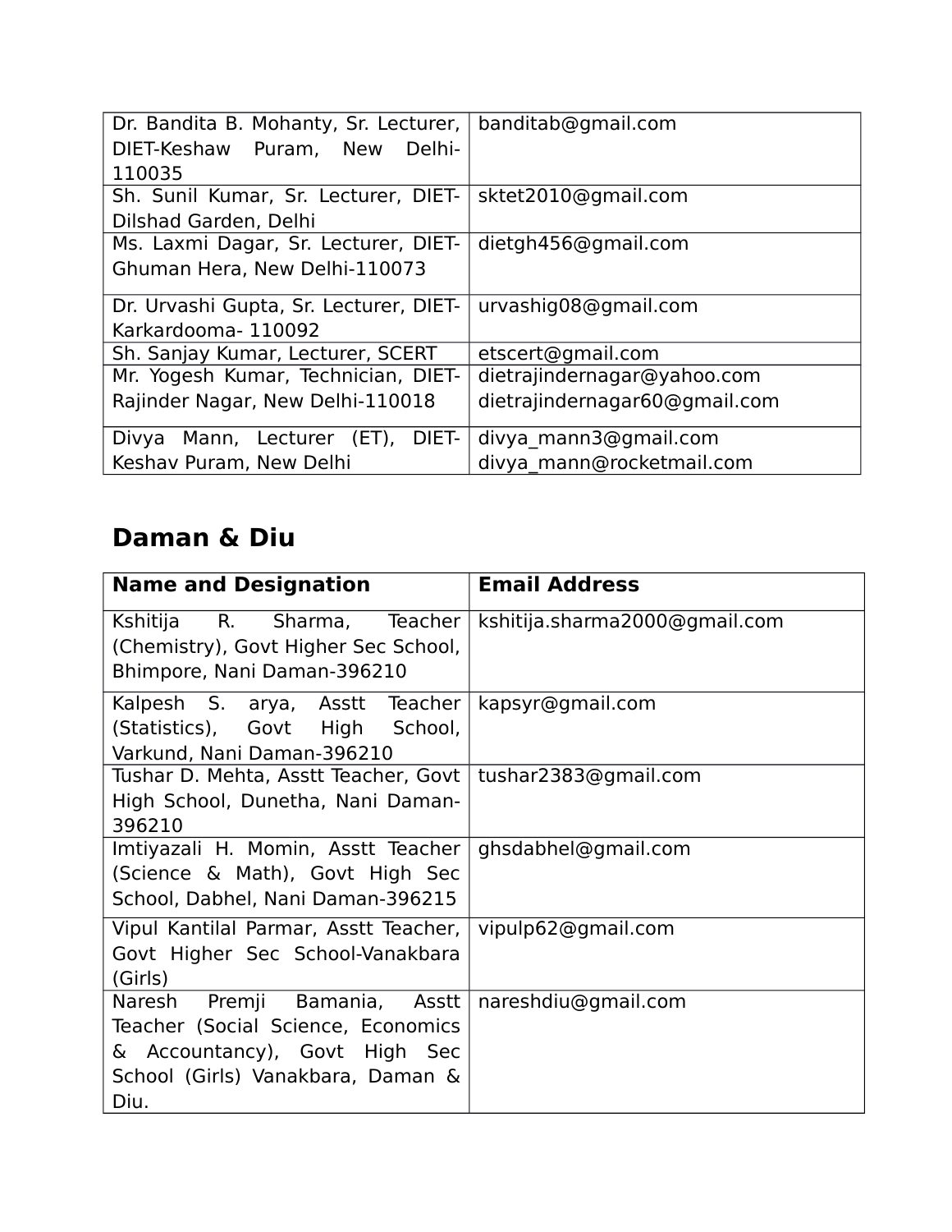| | |
|---|---|
| Dr. Bandita B. Mohanty, Sr. Lecturer, DIET-Keshaw Puram, New Delhi-110035 | banditab@gmail.com |
| Sh. Sunil Kumar, Sr. Lecturer, DIET-Dilshad Garden, Delhi | sktet2010@gmail.com |
| Ms. Laxmi Dagar, Sr. Lecturer, DIET-Ghuman Hera, New Delhi-110073 | dietgh456@gmail.com |
| Dr. Urvashi Gupta, Sr. Lecturer, DIET-Karkardooma- 110092 | urvashig08@gmail.com |
| Sh. Sanjay Kumar, Lecturer, SCERT | etscert@gmail.com |
| Mr. Yogesh Kumar, Technician, DIET-Rajinder Nagar, New Delhi-110018 | dietrajindernagar@yahoo.com dietrajindernagar60@gmail.com |
| Divya Mann, Lecturer (ET), DIET-Keshav Puram, New Delhi | divya_mann3@gmail.com divya_mann@rocketmail.com |

## Daman & Diu

| Name and Designation | Email Address |
|---|---|
| Kshitija R. Sharma, Teacher (Chemistry), Govt Higher Sec School, Bhimpore, Nani Daman-396210 | kshitija.sharma2000@gmail.com |
| Kalpesh S. arya, Asstt Teacher (Statistics), Govt High School, Varkund, Nani Daman-396210 | kapsyr@gmail.com |
| Tushar D. Mehta, Asstt Teacher, Govt High School, Dunetha, Nani Daman-396210 | tushar2383@gmail.com |
| Imtiyazali H. Momin, Asstt Teacher (Science & Math), Govt High Sec School, Dabhel, Nani Daman-396215 | ghsdabhel@gmail.com |
| Vipul Kantilal Parmar, Asstt Teacher, Govt Higher Sec School-Vanakbara (Girls) | vipulp62@gmail.com |
| Naresh Premji Bamania, Asstt Teacher (Social Science, Economics & Accountancy), Govt High Sec School (Girls) Vanakbara, Daman & Diu. | nareshdiu@gmail.com |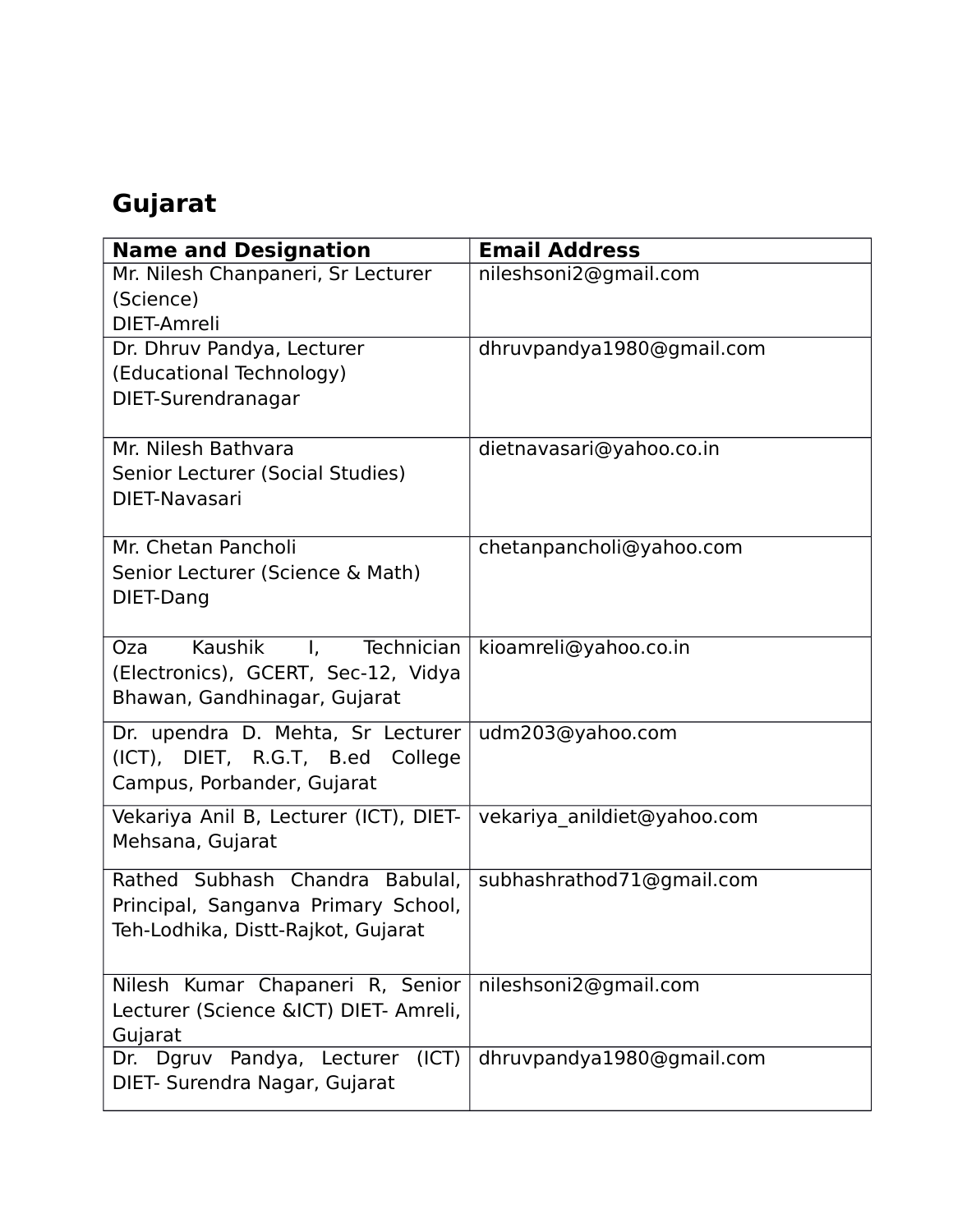# Gujarat

| Name and Designation | Email Address |
|---|---|
| Mr. Nilesh Chanpaneri, Sr Lecturer (Science) DIET-Amreli | nileshsoni2@gmail.com |
| Dr. Dhruv Pandya, Lecturer (Educational Technology) DIET-Surendranagar | dhruvpandya1980@gmail.com |
| Mr. Nilesh Bathvara Senior Lecturer (Social Studies) DIET-Navasari | dietnavasari@yahoo.co.in |
| Mr. Chetan Pancholi Senior Lecturer (Science & Math) DIET-Dang | chetanpancholi@yahoo.com |
| Oza Kaushik I, Technician (Electronics), GCERT, Sec-12, Vidya Bhawan, Gandhinagar, Gujarat | kioamreli@yahoo.co.in |
| Dr. upendra D. Mehta, Sr Lecturer (ICT), DIET, R.G.T, B.ed College Campus, Porbander, Gujarat | udm203@yahoo.com |
| Vekariya Anil B, Lecturer (ICT), DIET-Mehsana, Gujarat | vekariya_anildiet@yahoo.com |
| Rathed Subhash Chandra Babulal, Principal, Sanganva Primary School, Teh-Lodhika, Distt-Rajkot, Gujarat | subhashrathod71@gmail.com |
| Nilesh Kumar Chapaneri R, Senior Lecturer (Science &ICT) DIET- Amreli, Gujarat | nileshsoni2@gmail.com |
| Dr. Dgruv Pandya, Lecturer (ICT) DIET- Surendra Nagar, Gujarat | dhruvpandya1980@gmail.com |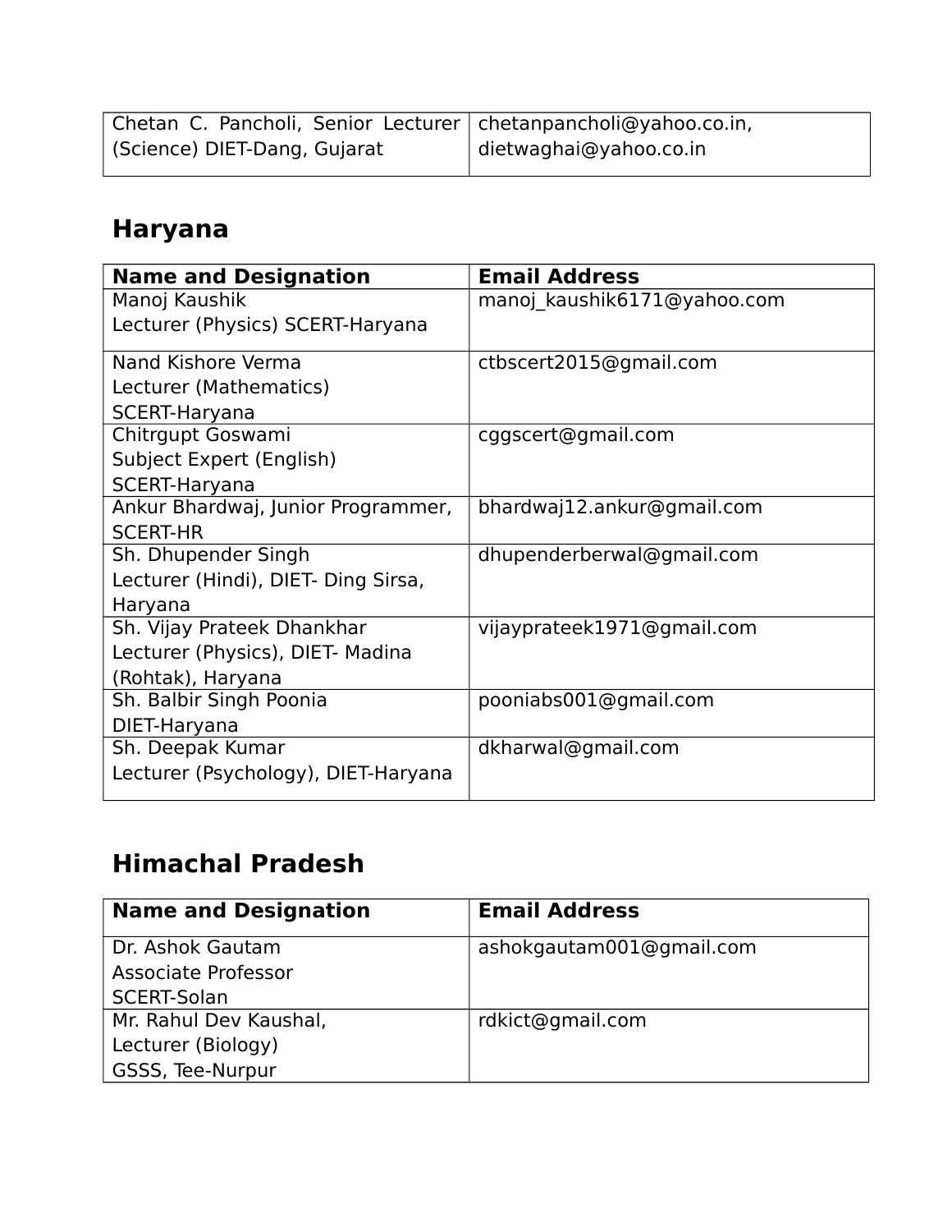| | |
|---|---|
| Chetan C. Pancholi, Senior Lecturer (Science) DIET-Dang, Gujarat | chetanpancholi@yahoo.co.in, dietwaghai@yahoo.co.in |

## Haryana

| Name and Designation | Email Address |
|---|---|
| Manoj Kaushik<br>Lecturer (Physics) SCERT-Haryana | manoj_kaushik6171@yahoo.com |
| Nand Kishore Verma<br>Lecturer (Mathematics)<br>SCERT-Haryana | ctbscert2015@gmail.com |
| Chitrgupt Goswami<br>Subject Expert (English)<br>SCERT-Haryana | cggscert@gmail.com |
| Ankur Bhardwaj, Junior Programmer, SCERT-HR | bhardwaj12.ankur@gmail.com |
| Sh. Dhupender Singh<br>Lecturer (Hindi), DIET- Ding Sirsa, Haryana | dhupenderberwal@gmail.com |
| Sh. Vijay Prateek Dhankhar<br>Lecturer (Physics), DIET- Madina (Rohtak), Haryana | vijayprateek1971@gmail.com |
| Sh. Balbir Singh Poonia<br>DIET-Haryana | pooniabs001@gmail.com |
| Sh. Deepak Kumar<br>Lecturer (Psychology), DIET-Haryana | dkharwal@gmail.com |

## Himachal Pradesh

| Name and Designation | Email Address |
|---|---|
| Dr. Ashok Gautam<br>Associate Professor<br>SCERT-Solan | ashokgautam001@gmail.com |
| Mr. Rahul Dev Kaushal,<br>Lecturer (Biology)<br>GSSS, Tee-Nurpur | rdkict@gmail.com |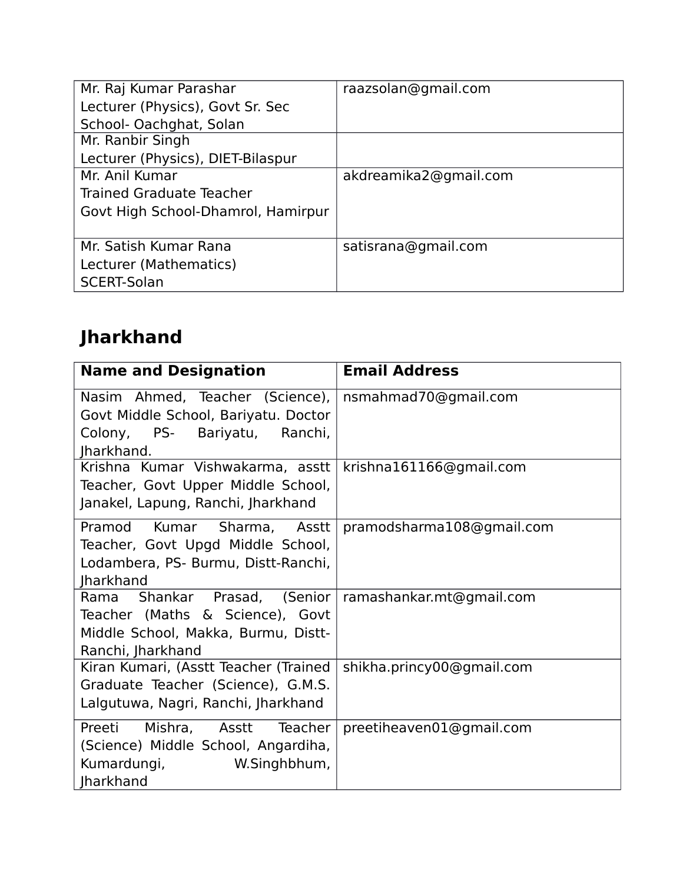| | |
|---|---|
| Mr. Raj Kumar Parashar<br>Lecturer (Physics), Govt Sr. Sec School- Oachghat, Solan | raazsolan@gmail.com |
| Mr. Ranbir Singh<br>Lecturer (Physics), DIET-Bilaspur | |
| Mr. Anil Kumar<br>Trained Graduate Teacher<br>Govt High School-Dhamrol, Hamirpur | akdreamika2@gmail.com |
| Mr. Satish Kumar Rana<br>Lecturer (Mathematics)<br>SCERT-Solan | satisrana@gmail.com |

## Jharkhand

| Name and Designation | Email Address |
|---|---|
| Nasim Ahmed, Teacher (Science), Govt Middle School, Bariyatu. Doctor Colony, PS- Bariyatu, Ranchi, Jharkhand. | nsmahmad70@gmail.com |
| Krishna Kumar Vishwakarma, asstt Teacher, Govt Upper Middle School, Janakel, Lapung, Ranchi, Jharkhand | krishna161166@gmail.com |
| Pramod Kumar Sharma, Asstt Teacher, Govt Upgd Middle School, Lodambera, PS- Burmu, Distt-Ranchi, Jharkhand | pramodsharma108@gmail.com |
| Rama Shankar Prasad, (Senior Teacher (Maths & Science), Govt Middle School, Makka, Burmu, Distt-Ranchi, Jharkhand | ramashankar.mt@gmail.com |
| Kiran Kumari, (Asstt Teacher (Trained Graduate Teacher (Science), G.M.S. Lalgutuwa, Nagri, Ranchi, Jharkhand | shikha.princy00@gmail.com |
| Preeti Mishra, Asstt Teacher (Science) Middle School, Angardiha, Kumardungi, W.Singhbhum, Jharkhand | preetiheaven01@gmail.com |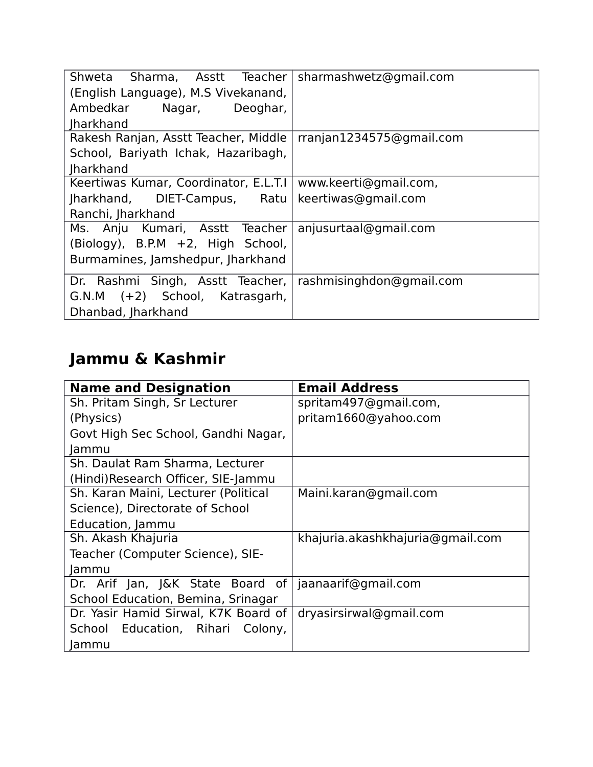| | |
|---|---|
| Shweta Sharma, Asstt Teacher (English Language), M.S Vivekanand, Ambedkar Nagar, Deoghar, Jharkhand | sharmashwetz@gmail.com |
| Rakesh Ranjan, Asstt Teacher, Middle School, Bariyath Ichak, Hazaribagh, Jharkhand | rranjan1234575@gmail.com |
| Keertiwas Kumar, Coordinator, E.L.T.I Jharkhand, DIET-Campus, Ratu Ranchi, Jharkhand | www.keerti@gmail.com, keertiwas@gmail.com |
| Ms. Anju Kumari, Asstt Teacher (Biology), B.P.M +2, High School, Burmamines, Jamshedpur, Jharkhand | anjusurtaal@gmail.com |
| Dr. Rashmi Singh, Asstt Teacher, G.N.M (+2) School, Katrasgarh, Dhanbad, Jharkhand | rashmisinghdon@gmail.com |

## Jammu & Kashmir

| Name and Designation | Email Address |
|---|---|
| Sh. Pritam Singh, Sr Lecturer (Physics) Govt High Sec School, Gandhi Nagar, Jammu | spritam497@gmail.com, pritam1660@yahoo.com |
| Sh. Daulat Ram Sharma, Lecturer (Hindi)Research Officer, SIE-Jammu | |
| Sh. Karan Maini, Lecturer (Political Science), Directorate of School Education, Jammu | Maini.karan@gmail.com |
| Sh. Akash Khajuria Teacher (Computer Science), SIE-Jammu | khajuria.akashkhajuria@gmail.com |
| Dr. Arif Jan, J&K State Board of School Education, Bemina, Srinagar | jaanaarif@gmail.com |
| Dr. Yasir Hamid Sirwal, K7K Board of School Education, Rihari Colony, Jammu | dryasirsirwal@gmail.com |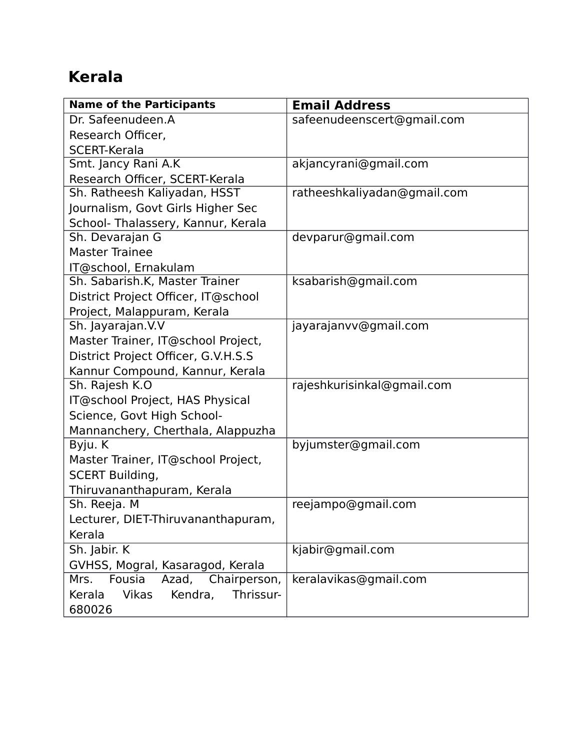# Kerala

| Name of the Participants | Email Address |
| --- | --- |
| Dr. Safeenudeen.A<br>Research Officer,<br>SCERT-Kerala | safeenudeenscert@gmail.com |
| Smt. Jancy Rani A.K<br>Research Officer, SCERT-Kerala | akjancyrani@gmail.com |
| Sh. Ratheesh Kaliyadan, HSST Journalism, Govt Girls Higher Sec School- Thalassery, Kannur, Kerala | ratheeshkaliyadan@gmail.com |
| Sh. Devarajan G<br>Master Trainee<br>IT@school, Ernakulam | devparur@gmail.com |
| Sh. Sabarish.K, Master Trainer<br>District Project Officer, IT@school Project, Malappuram, Kerala | ksabarish@gmail.com |
| Sh. Jayarajan.V.V<br>Master Trainer, IT@school Project, District Project Officer, G.V.H.S.S Kannur Compound, Kannur, Kerala | jayarajanvv@gmail.com |
| Sh. Rajesh K.O<br>IT@school Project, HAS Physical Science, Govt High School-Mannanchery, Cherthala, Alappuzha | rajeshkurisinkal@gmail.com |
| Byju. K<br>Master Trainer, IT@school Project, SCERT Building,<br>Thiruvananthapuram, Kerala | byjumster@gmail.com |
| Sh. Reeja. M<br>Lecturer, DIET-Thiruvananthapuram, Kerala | reejampo@gmail.com |
| Sh. Jabir. K<br>GVHSS, Mogral, Kasaragod, Kerala | kjabir@gmail.com |
| Mrs. Fousia Azad, Chairperson, Kerala Vikas Kendra, Thrissur-680026 | keralavikas@gmail.com |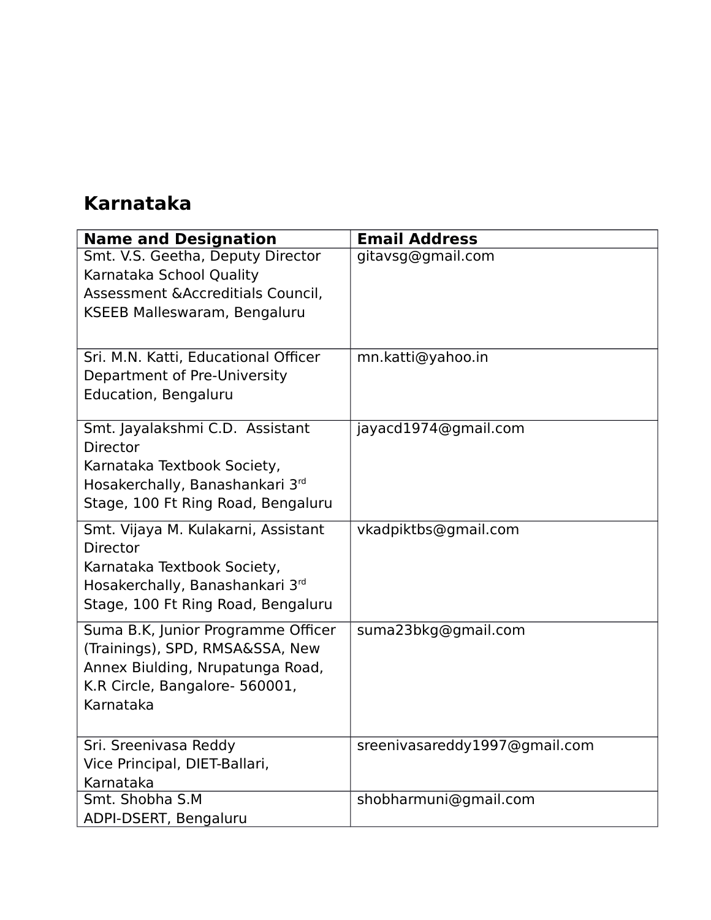## Karnataka

| Name and Designation | Email Address |
|---|---|
| Smt. V.S. Geetha, Deputy Director Karnataka School Quality Assessment &Accreditials Council, KSEEB Malleswaram, Bengaluru | gitavsg@gmail.com |
| Sri. M.N. Katti, Educational Officer Department of Pre-University Education, Bengaluru | mn.katti@yahoo.in |
| Smt. Jayalakshmi C.D. Assistant Director Karnataka Textbook Society, Hosakerchally, Banashankari 3rd Stage, 100 Ft Ring Road, Bengaluru | jayacd1974@gmail.com |
| Smt. Vijaya M. Kulakarni, Assistant Director Karnataka Textbook Society, Hosakerchally, Banashankari 3rd Stage, 100 Ft Ring Road, Bengaluru | vkadpiktbs@gmail.com |
| Suma B.K, Junior Programme Officer (Trainings), SPD, RMSA&SSA, New Annex Biulding, Nrupatunga Road, K.R Circle, Bangalore- 560001, Karnataka | suma23bkg@gmail.com |
| Sri. Sreenivasa Reddy Vice Principal, DIET-Ballari, Karnataka | sreenivasareddy1997@gmail.com |
| Smt. Shobha S.M ADPI-DSERT, Bengaluru | shobharmuni@gmail.com |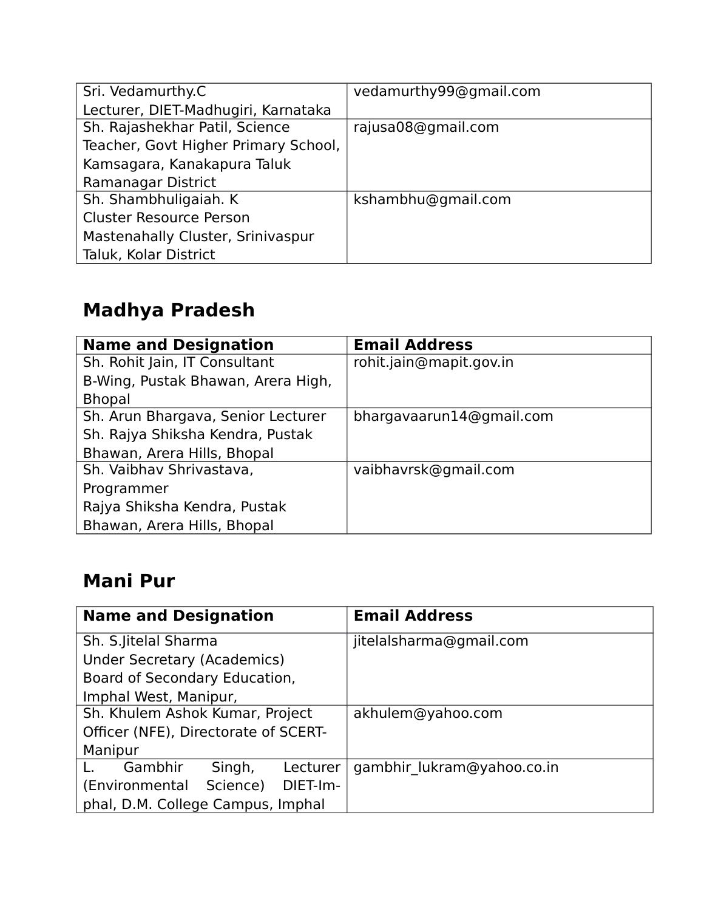| Sri. Vedamurthy.C Lecturer, DIET-Madhugiri, Karnataka | vedamurthy99@gmail.com |
|---|---|
| Sh. Rajashekhar Patil, Science Teacher, Govt Higher Primary School, Kamsagara, Kanakapura Taluk Ramanagar District | rajusa08@gmail.com |
| Sh. Shambhuligaiah. K Cluster Resource Person Mastenahally Cluster, Srinivaspur Taluk, Kolar District | kshambhu@gmail.com |

## Madhya Pradesh

| Name and Designation | Email Address |
|---|---|
| Sh. Rohit Jain, IT Consultant B-Wing, Pustak Bhawan, Arera High, Bhopal | rohit.jain@mapit.gov.in |
| Sh. Arun Bhargava, Senior Lecturer Sh. Rajya Shiksha Kendra, Pustak Bhawan, Arera Hills, Bhopal | bhargavaarun14@gmail.com |
| Sh. Vaibhav Shrivastava, Programmer Rajya Shiksha Kendra, Pustak Bhawan, Arera Hills, Bhopal | vaibhavrsk@gmail.com |

## Mani Pur

| Name and Designation | Email Address |
|---|---|
| Sh. S.Jitelal Sharma Under Secretary (Academics) Board of Secondary Education, Imphal West, Manipur, | jitelalsharma@gmail.com |
| Sh. Khulem Ashok Kumar, Project Officer (NFE), Directorate of SCERT-Manipur | akhulem@yahoo.com |
| L. Gambhir Singh, Lecturer (Environmental Science) DIET-Imphal, D.M. College Campus, Imphal | gambhir_lukram@yahoo.co.in |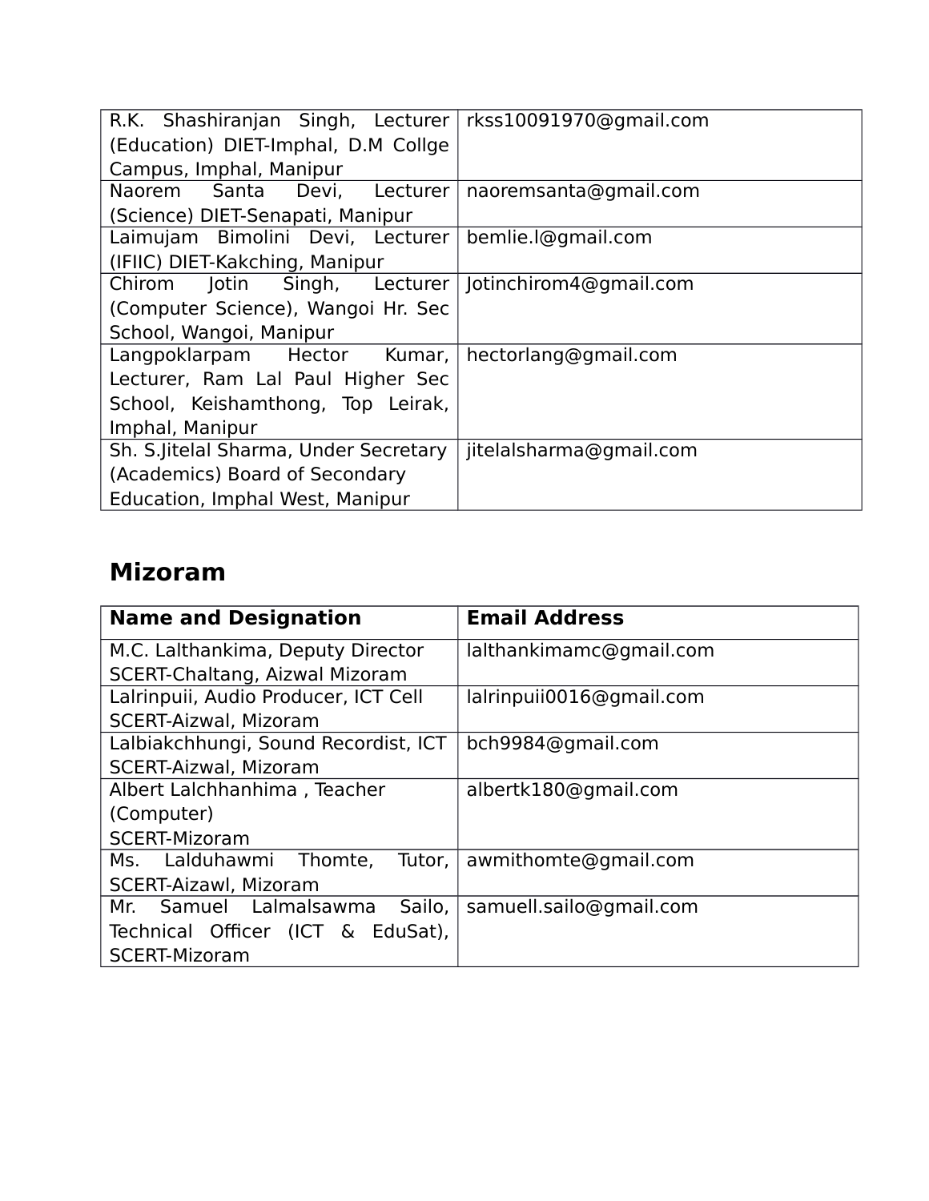| | |
|---|---|
| R.K. Shashiranjan Singh, Lecturer (Education) DIET-Imphal, D.M Collge Campus, Imphal, Manipur | rkss10091970@gmail.com |
| Naorem Santa Devi, Lecturer (Science) DIET-Senapati, Manipur | naoremsanta@gmail.com |
| Laimujam Bimolini Devi, Lecturer (IFIIC) DIET-Kakching, Manipur | bemlie.l@gmail.com |
| Chirom Jotin Singh, Lecturer (Computer Science), Wangoi Hr. Sec School, Wangoi, Manipur | Jotinchirom4@gmail.com |
| Langpoklarpam Hector Kumar, Lecturer, Ram Lal Paul Higher Sec School, Keishamthong, Top Leirak, Imphal, Manipur | hectorlang@gmail.com |
| Sh. S.Jitelal Sharma, Under Secretary (Academics) Board of Secondary Education, Imphal West, Manipur | jitelalsharma@gmail.com |

## Mizoram

| Name and Designation | Email Address |
|---|---|
| M.C. Lalthankima, Deputy Director SCERT-Chaltang, Aizwal Mizoram | lalthankimamc@gmail.com |
| Lalrinpuii, Audio Producer, ICT Cell SCERT-Aizwal, Mizoram | lalrinpuii0016@gmail.com |
| Lalbiakchhungi, Sound Recordist, ICT SCERT-Aizwal, Mizoram | bch9984@gmail.com |
| Albert Lalchhanhima , Teacher (Computer) SCERT-Mizoram | albertk180@gmail.com |
| Ms. Lalduhawmi Thomte, Tutor, SCERT-Aizawl, Mizoram | awmithomte@gmail.com |
| Mr. Samuel Lalmalsawma Sailo, Technical Officer (ICT & EduSat), SCERT-Mizoram | samuell.sailo@gmail.com |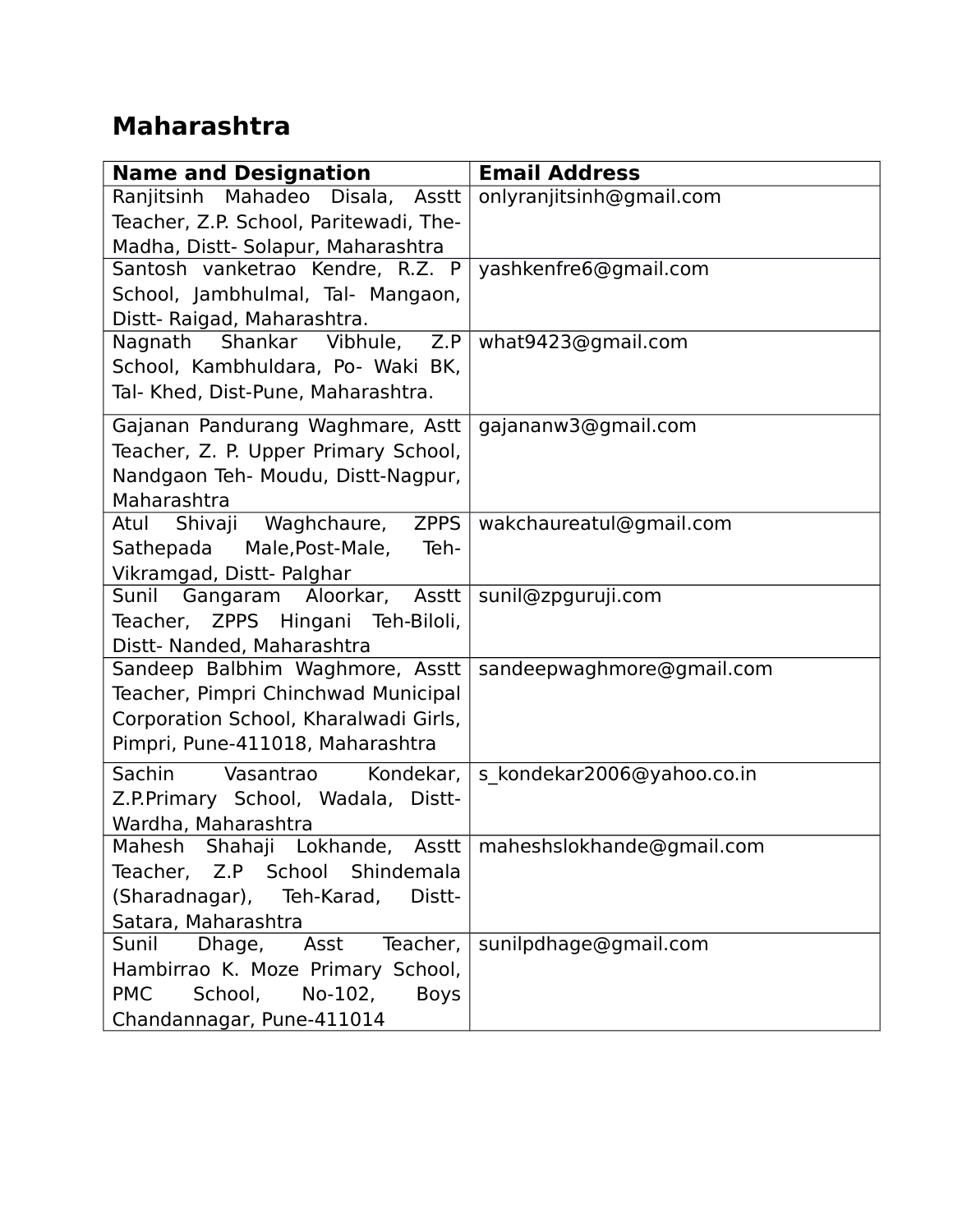## Maharashtra

| Name and Designation | Email Address |
|---|---|
| Ranjitsinh Mahadeo Disala, Asstt Teacher, Z.P. School, Paritewadi, The-Madha, Distt- Solapur, Maharashtra | onlyranjitsinh@gmail.com |
| Santosh vanketrao Kendre, R.Z. P School, Jambhulmal, Tal- Mangaon, Distt- Raigad, Maharashtra. | yashkenfre6@gmail.com |
| Nagnath Shankar Vibhule, Z.P School, Kambhuldara, Po- Waki BK, Tal- Khed, Dist-Pune, Maharashtra. | what9423@gmail.com |
| Gajanan Pandurang Waghmare, Astt Teacher, Z. P. Upper Primary School, Nandgaon Teh- Moudu, Distt-Nagpur, Maharashtra | gajananw3@gmail.com |
| Atul Shivaji Waghchaure, ZPPS Sathepada Male,Post-Male, Teh-Vikramgad, Distt- Palghar | wakchaureatul@gmail.com |
| Sunil Gangaram Aloorkar, Asstt Teacher, ZPPS Hingani Teh-Biloli, Distt- Nanded, Maharashtra | sunil@zpguruji.com |
| Sandeep Balbhim Waghmore, Asstt Teacher, Pimpri Chinchwad Municipal Corporation School, Kharalwadi Girls, Pimpri, Pune-411018, Maharashtra | sandeepwaghmore@gmail.com |
| Sachin Vasantrao Kondekar, Z.P.Primary School, Wadala, Distt-Wardha, Maharashtra | s_kondekar2006@yahoo.co.in |
| Mahesh Shahaji Lokhande, Asstt Teacher, Z.P School Shindemala (Sharadnagar), Teh-Karad, Distt-Satara, Maharashtra | maheshslokhande@gmail.com |
| Sunil Dhage, Asst Teacher, Hambirrao K. Moze Primary School, PMC School, No-102, Boys Chandannagar, Pune-411014 | sunilpdhage@gmail.com |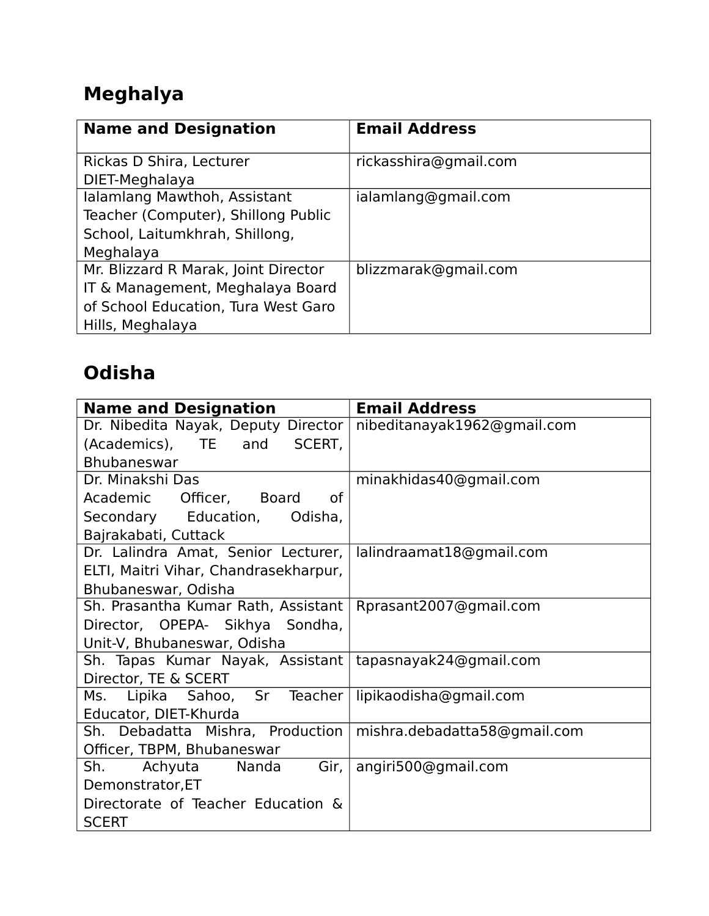## Meghalya

| Name and Designation | Email Address |
|---|---|
| Rickas D Shira, Lecturer DIET-Meghalaya | rickasshira@gmail.com |
| Ialamlang Mawthoh, Assistant Teacher (Computer), Shillong Public School, Laitumkhrah, Shillong, Meghalaya | ialamlang@gmail.com |
| Mr. Blizzard R Marak, Joint Director IT & Management, Meghalaya Board of School Education, Tura West Garo Hills, Meghalaya | blizzmarak@gmail.com |

## Odisha

| Name and Designation | Email Address |
|---|---|
| Dr. Nibedita Nayak, Deputy Director (Academics), TE and SCERT, Bhubaneswar | nibeditanayak1962@gmail.com |
| Dr. Minakshi Das Academic Officer, Board of Secondary Education, Odisha, Bajrakabati, Cuttack | minakhidas40@gmail.com |
| Dr. Lalindra Amat, Senior Lecturer, ELTI, Maitri Vihar, Chandrasekharpur, Bhubaneswar, Odisha | lalindraamat18@gmail.com |
| Sh. Prasantha Kumar Rath, Assistant Director, OPEPA- Sikhya Sondha, Unit-V, Bhubaneswar, Odisha | Rprasant2007@gmail.com |
| Sh. Tapas Kumar Nayak, Assistant Director, TE & SCERT | tapasnayak24@gmail.com |
| Ms. Lipika Sahoo, Sr Teacher Educator, DIET-Khurda | lipikaodisha@gmail.com |
| Sh. Debadatta Mishra, Production Officer, TBPM, Bhubaneswar | mishra.debadatta58@gmail.com |
| Sh. Achyuta Nanda Gir, Demonstrator,ET Directorate of Teacher Education & SCERT | angiri500@gmail.com |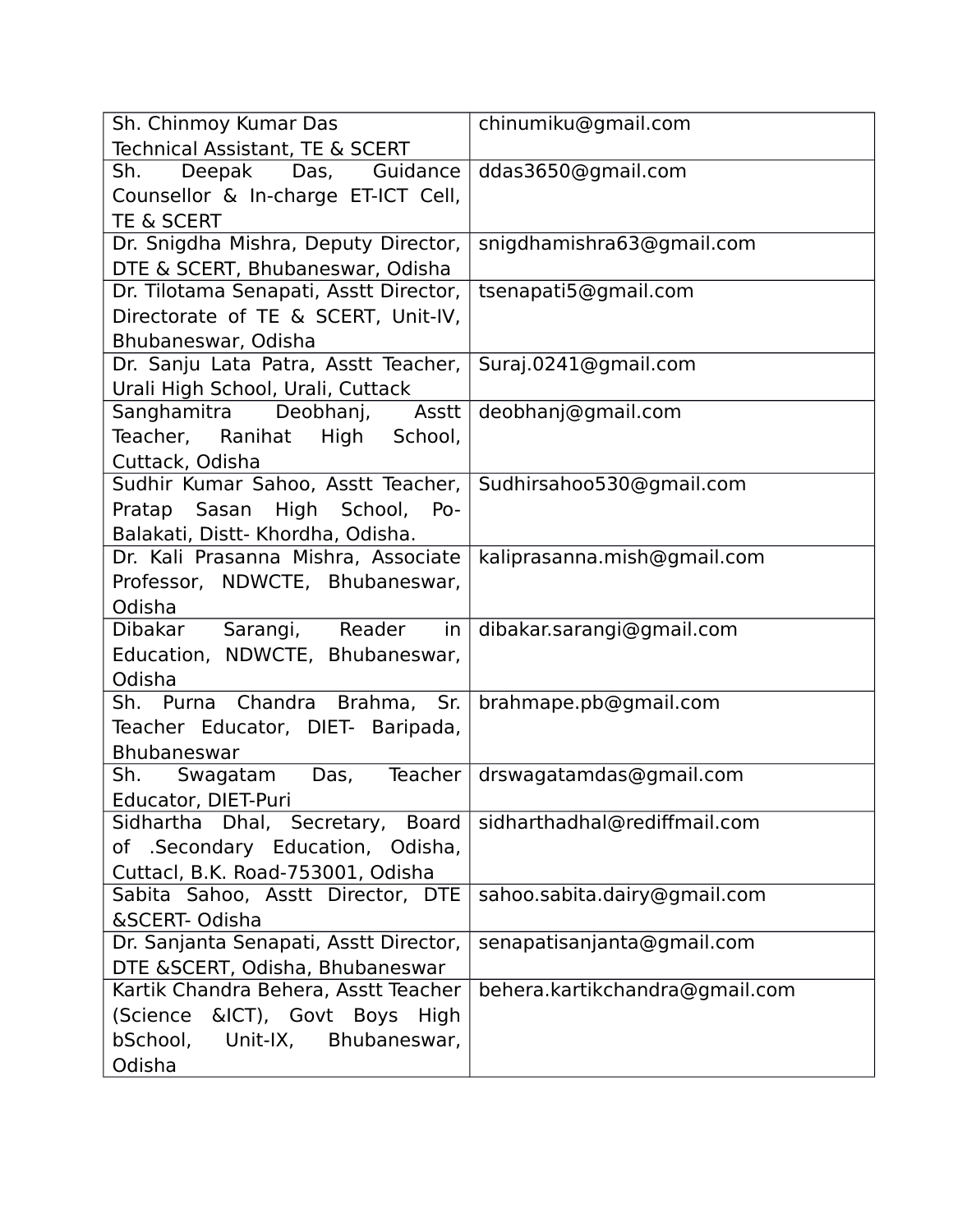| | |
|---|---|
| Sh. Chinmoy Kumar Das<br>Technical Assistant, TE & SCERT | chinumiku@gmail.com |
| Sh. Deepak Das, Guidance Counsellor & In-charge ET-ICT Cell, TE & SCERT | ddas3650@gmail.com |
| Dr. Snigdha Mishra, Deputy Director, DTE & SCERT, Bhubaneswar, Odisha | snigdhamishra63@gmail.com |
| Dr. Tilotama Senapati, Asstt Director, Directorate of TE & SCERT, Unit-IV, Bhubaneswar, Odisha | tsenapati5@gmail.com |
| Dr. Sanju Lata Patra, Asstt Teacher, Urali High School, Urali, Cuttack | Suraj.0241@gmail.com |
| Sanghamitra Deobhanj, Asstt Teacher, Ranihat High School, Cuttack, Odisha | deobhanj@gmail.com |
| Sudhir Kumar Sahoo, Asstt Teacher, Pratap Sasan High School, Po- Balakati, Distt- Khordha, Odisha. | Sudhirsahoo530@gmail.com |
| Dr. Kali Prasanna Mishra, Associate Professor, NDWCTE, Bhubaneswar, Odisha | kaliprasanna.mish@gmail.com |
| Dibakar Sarangi, Reader in Education, NDWCTE, Bhubaneswar, Odisha | dibakar.sarangi@gmail.com |
| Sh. Purna Chandra Brahma, Sr. Teacher Educator, DIET- Baripada, Bhubaneswar | brahmape.pb@gmail.com |
| Sh. Swagatam Das, Teacher Educator, DIET-Puri | drswagatamdas@gmail.com |
| Sidhartha Dhal, Secretary, Board of .Secondary Education, Odisha, Cuttacl, B.K. Road-753001, Odisha | sidharthadhal@rediffmail.com |
| Sabita Sahoo, Asstt Director, DTE &SCERT- Odisha | sahoo.sabita.dairy@gmail.com |
| Dr. Sanjanta Senapati, Asstt Director, DTE &SCERT, Odisha, Bhubaneswar | senapatisanjanta@gmail.com |
| Kartik Chandra Behera, Asstt Teacher (Science &ICT), Govt Boys High bSchool, Unit-IX, Bhubaneswar, Odisha | behera.kartikchandra@gmail.com |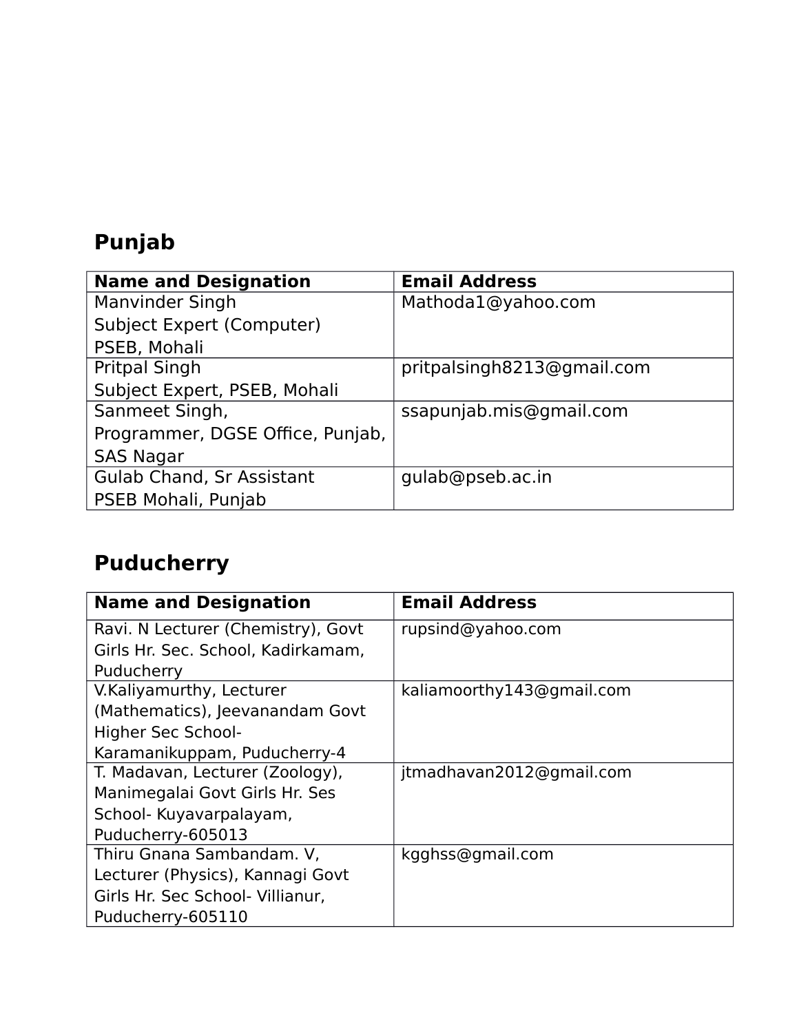## Punjab

| Name and Designation | Email Address |
| --- | --- |
| Manvinder Singh<br>Subject Expert (Computer)<br>PSEB, Mohali | Mathoda1@yahoo.com |
| Pritpal Singh<br>Subject Expert, PSEB, Mohali | pritpalsingh8213@gmail.com |
| Sanmeet Singh,<br>Programmer, DGSE Office, Punjab, SAS Nagar | ssapunjab.mis@gmail.com |
| Gulab Chand, Sr Assistant<br>PSEB Mohali, Punjab | gulab@pseb.ac.in |

## Puducherry

| Name and Designation | Email Address |
| --- | --- |
| Ravi. N Lecturer (Chemistry), Govt Girls Hr. Sec. School, Kadirkamam, Puducherry | rupsind@yahoo.com |
| V.Kaliyamurthy, Lecturer (Mathematics), Jeevanandam Govt Higher Sec School- Karamanikuppam, Puducherry-4 | kaliamoorthy143@gmail.com |
| T. Madavan, Lecturer (Zoology), Manimegalai Govt Girls Hr. Ses School- Kuyavarpalayam, Puducherry-605013 | jtmadhavan2012@gmail.com |
| Thiru Gnana Sambandam. V, Lecturer (Physics), Kannagi Govt Girls Hr. Sec School- Villianur, Puducherry-605110 | kgghss@gmail.com |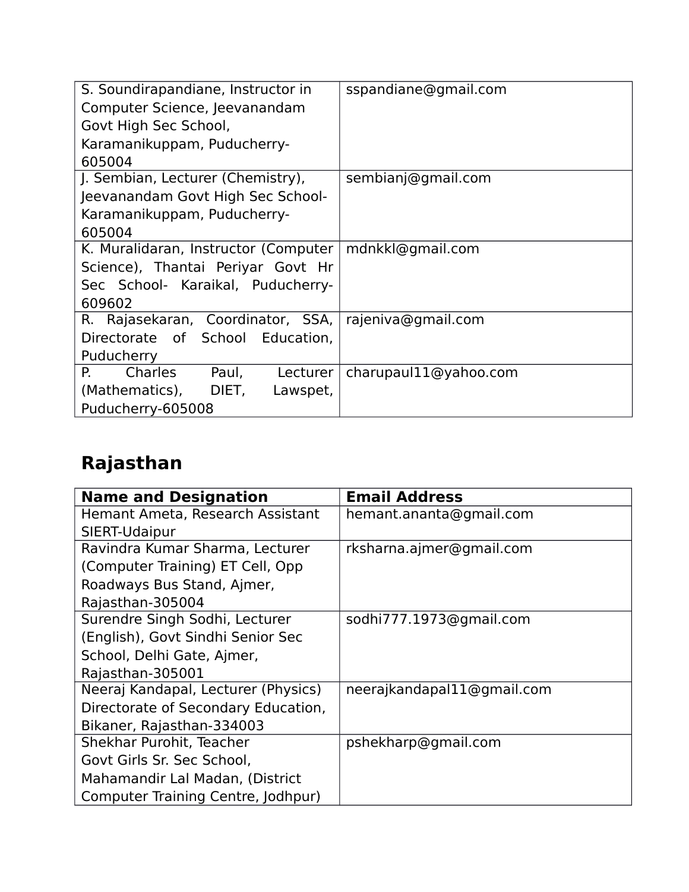| | |
|---|---|
| S. Soundirapandiane, Instructor in Computer Science, Jeevanandam Govt High Sec School, Karamanikuppam, Puducherry-605004 | sspandiane@gmail.com |
| J. Sembian, Lecturer (Chemistry), Jeevanandam Govt High Sec School- Karamanikuppam, Puducherry-605004 | sembianj@gmail.com |
| K. Muralidaran, Instructor (Computer Science), Thantai Periyar Govt Hr Sec School- Karaikal, Puducherry-609602 | mdnkkl@gmail.com |
| R. Rajasekaran, Coordinator, SSA, Directorate of School Education, Puducherry | rajeniva@gmail.com |
| P. Charles Paul, Lecturer (Mathematics), DIET, Lawspet, Puducherry-605008 | charupaul11@yahoo.com |

## Rajasthan

| Name and Designation | Email Address |
|---|---|
| Hemant Ameta, Research Assistant SIERT-Udaipur | hemant.ananta@gmail.com |
| Ravindra Kumar Sharma, Lecturer (Computer Training) ET Cell, Opp Roadways Bus Stand, Ajmer, Rajasthan-305004 | rksharna.ajmer@gmail.com |
| Surendre Singh Sodhi, Lecturer (English), Govt Sindhi Senior Sec School, Delhi Gate, Ajmer, Rajasthan-305001 | sodhi777.1973@gmail.com |
| Neeraj Kandapal, Lecturer (Physics) Directorate of Secondary Education, Bikaner, Rajasthan-334003 | neerajkandapal11@gmail.com |
| Shekhar Purohit, Teacher Govt Girls Sr. Sec School, Mahamandir Lal Madan, (District Computer Training Centre, Jodhpur) | pshekharp@gmail.com |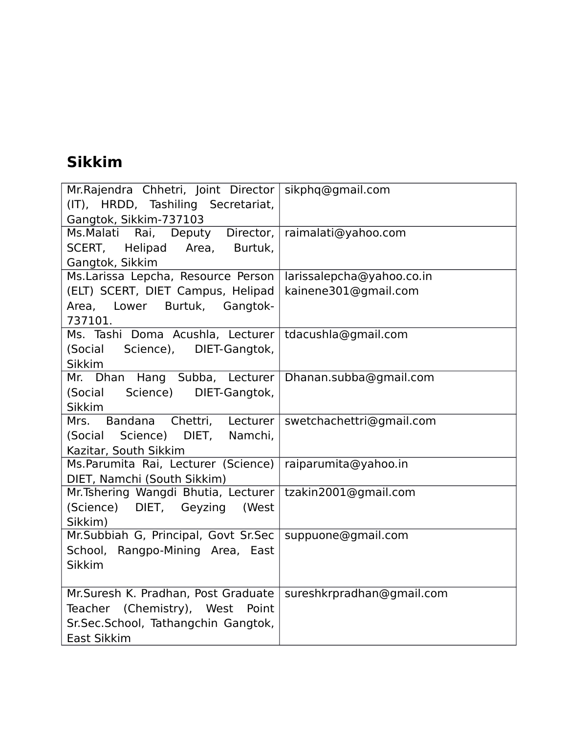## Sikkim

| | |
|---|---|
| Mr.Rajendra Chhetri, Joint Director (IT), HRDD, Tashiling Secretariat, Gangtok, Sikkim-737103 | sikphq@gmail.com |
| Ms.Malati Rai, Deputy Director, SCERT, Helipad Area, Burtuk, Gangtok, Sikkim | raimalati@yahoo.com |
| Ms.Larissa Lepcha, Resource Person (ELT) SCERT, DIET Campus, Helipad Area, Lower Burtuk, Gangtok-737101. | larissalepcha@yahoo.co.in<br>kainene301@gmail.com |
| Ms. Tashi Doma Acushla, Lecturer (Social Science), DIET-Gangtok, Sikkim | tdacushla@gmail.com |
| Mr. Dhan Hang Subba, Lecturer (Social Science) DIET-Gangtok, Sikkim | Dhanan.subba@gmail.com |
| Mrs. Bandana Chettri, Lecturer (Social Science) DIET, Namchi, Kazitar, South Sikkim | swetchachettri@gmail.com |
| Ms.Parumita Rai, Lecturer (Science) DIET, Namchi (South Sikkim) | raiparumita@yahoo.in |
| Mr.Tshering Wangdi Bhutia, Lecturer (Science) DIET, Geyzing (West Sikkim) | tzakin2001@gmail.com |
| Mr.Subbiah G, Principal, Govt Sr.Sec School, Rangpo-Mining Area, East Sikkim | suppuone@gmail.com |
| Mr.Suresh K. Pradhan, Post Graduate Teacher (Chemistry), West Point Sr.Sec.School, Tathangchin Gangtok, East Sikkim | sureshkrpradhan@gmail.com |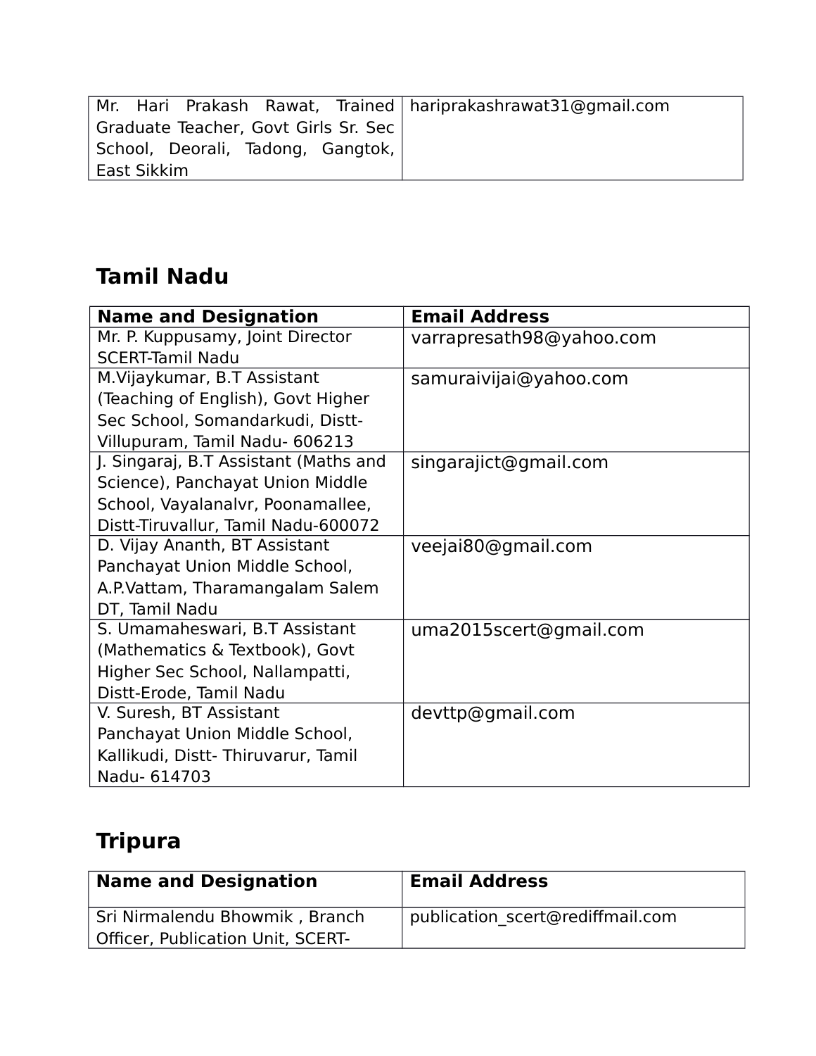| | |
|---|---|
| Mr. Hari Prakash Rawat, Trained Graduate Teacher, Govt Girls Sr. Sec School, Deorali, Tadong, Gangtok, East Sikkim | hariprakashrawat31@gmail.com |

## Tamil Nadu

| Name and Designation | Email Address |
|---|---|
| Mr. P. Kuppusamy, Joint Director SCERT-Tamil Nadu | varrapresath98@yahoo.com |
| M.Vijaykumar, B.T Assistant (Teaching of English), Govt Higher Sec School, Somandarkudi, Distt-Villupuram, Tamil Nadu- 606213 | samuraivijai@yahoo.com |
| J. Singaraj, B.T Assistant (Maths and Science), Panchayat Union Middle School, Vayalanalvr, Poonamallee, Distt-Tiruvallur, Tamil Nadu-600072 | singarajict@gmail.com |
| D. Vijay Ananth, BT Assistant Panchayat Union Middle School, A.P.Vattam, Tharamangalam Salem DT, Tamil Nadu | veejai80@gmail.com |
| S. Umamaheswari, B.T Assistant (Mathematics & Textbook), Govt Higher Sec School, Nallampatti, Distt-Erode, Tamil Nadu | uma2015scert@gmail.com |
| V. Suresh, BT Assistant Panchayat Union Middle School, Kallikudi, Distt- Thiruvarur, Tamil Nadu- 614703 | devttp@gmail.com |

## Tripura

| Name and Designation | Email Address |
|---|---|
| Sri Nirmalendu Bhowmik , Branch Officer, Publication Unit, SCERT- | publication_scert@rediffmail.com |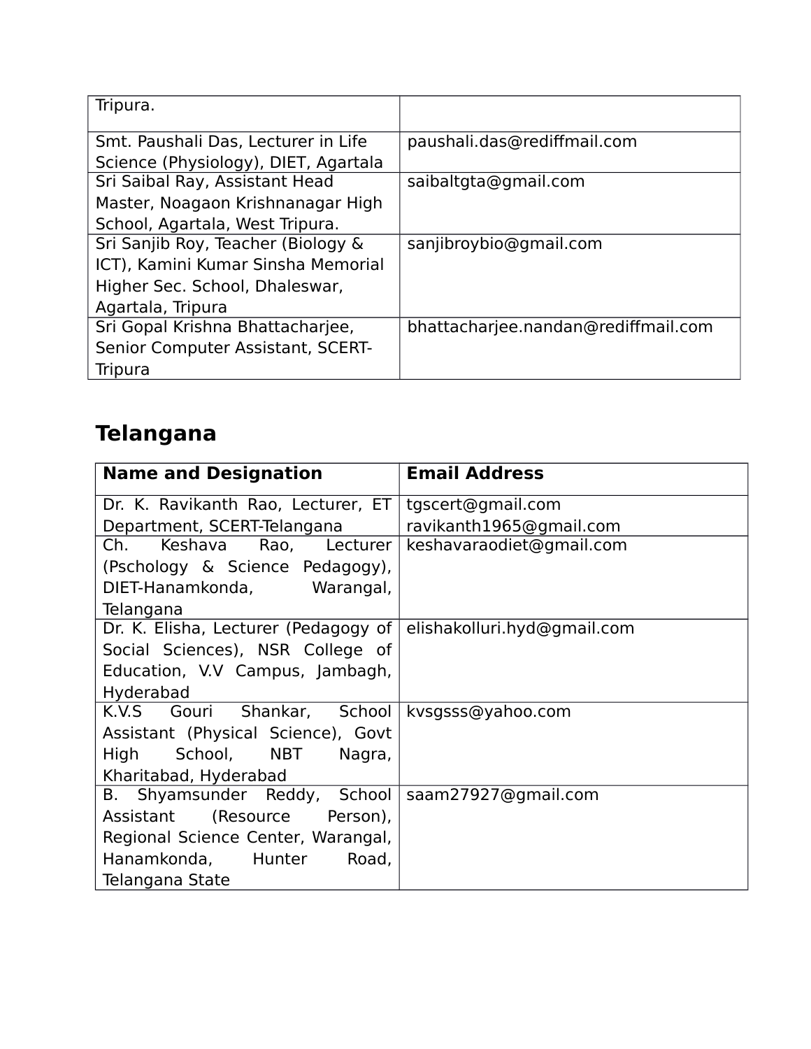| | |
|---|---|
| Tripura. | |
| Smt. Paushali Das, Lecturer in Life Science (Physiology), DIET, Agartala | paushali.das@rediffmail.com |
| Sri Saibal Ray, Assistant Head Master, Noagaon Krishnanagar High School, Agartala, West Tripura. | saibaltgta@gmail.com |
| Sri Sanjib Roy, Teacher (Biology & ICT), Kamini Kumar Sinsha Memorial Higher Sec. School, Dhaleswar, Agartala, Tripura | sanjibroybio@gmail.com |
| Sri Gopal Krishna Bhattacharjee, Senior Computer Assistant, SCERT-Tripura | bhattacharjee.nandan@rediffmail.com |

## Telangana

| Name and Designation | Email Address |
|---|---|
| Dr. K. Ravikanth Rao, Lecturer, ET Department, SCERT-Telangana | tgscert@gmail.com ravikanth1965@gmail.com |
| Ch. Keshava Rao, Lecturer (Pschology & Science Pedagogy), DIET-Hanamkonda, Warangal, Telangana | keshavaraodiet@gmail.com |
| Dr. K. Elisha, Lecturer (Pedagogy of Social Sciences), NSR College of Education, V.V Campus, Jambagh, Hyderabad | elishakolluri.hyd@gmail.com |
| K.V.S Gouri Shankar, School Assistant (Physical Science), Govt High School, NBT Nagra, Kharitabad, Hyderabad | kvsgsss@yahoo.com |
| B. Shyamsunder Reddy, School Assistant (Resource Person), Regional Science Center, Warangal, Hanamkonda, Hunter Road, Telangana State | saam27927@gmail.com |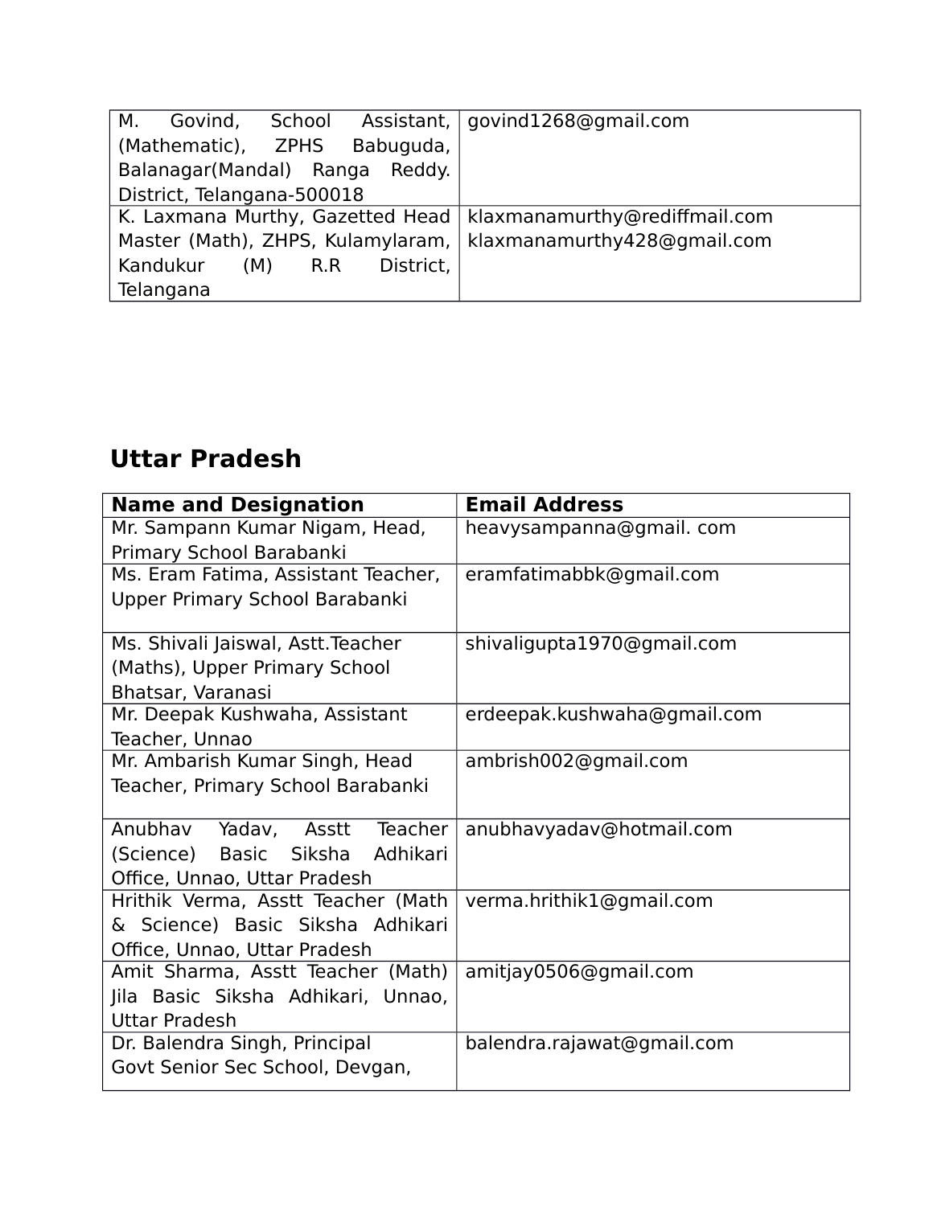| | |
|---|---|
| M. Govind, School Assistant, (Mathematic), ZPHS Babuguda, Balanagar(Mandal) Ranga Reddy. District, Telangana-500018 | govind1268@gmail.com |
| K. Laxmana Murthy, Gazetted Head Master (Math), ZHPS, Kulamylaram, Kandukur (M) R.R District, Telangana | klaxmanamurthy@rediffmail.com klaxmanamurthy428@gmail.com |

## Uttar Pradesh

| Name and Designation | Email Address |
|---|---|
| Mr. Sampann Kumar Nigam, Head, Primary School Barabanki | heavysampanna@gmail. com |
| Ms. Eram Fatima, Assistant Teacher, Upper Primary School Barabanki | eramfatimabbk@gmail.com |
| Ms. Shivali Jaiswal, Astt.Teacher (Maths), Upper Primary School Bhatsar, Varanasi | shivaligupta1970@gmail.com |
| Mr. Deepak Kushwaha, Assistant Teacher, Unnao | erdeepak.kushwaha@gmail.com |
| Mr. Ambarish Kumar Singh, Head Teacher, Primary School Barabanki | ambrish002@gmail.com |
| Anubhav Yadav, Asstt Teacher (Science) Basic Siksha Adhikari Office, Unnao, Uttar Pradesh | anubhavyadav@hotmail.com |
| Hrithik Verma, Asstt Teacher (Math & Science) Basic Siksha Adhikari Office, Unnao, Uttar Pradesh | verma.hrithik1@gmail.com |
| Amit Sharma, Asstt Teacher (Math) Jila Basic Siksha Adhikari, Unnao, Uttar Pradesh | amitjay0506@gmail.com |
| Dr. Balendra Singh, Principal Govt Senior Sec School, Devgan, | balendra.rajawat@gmail.com |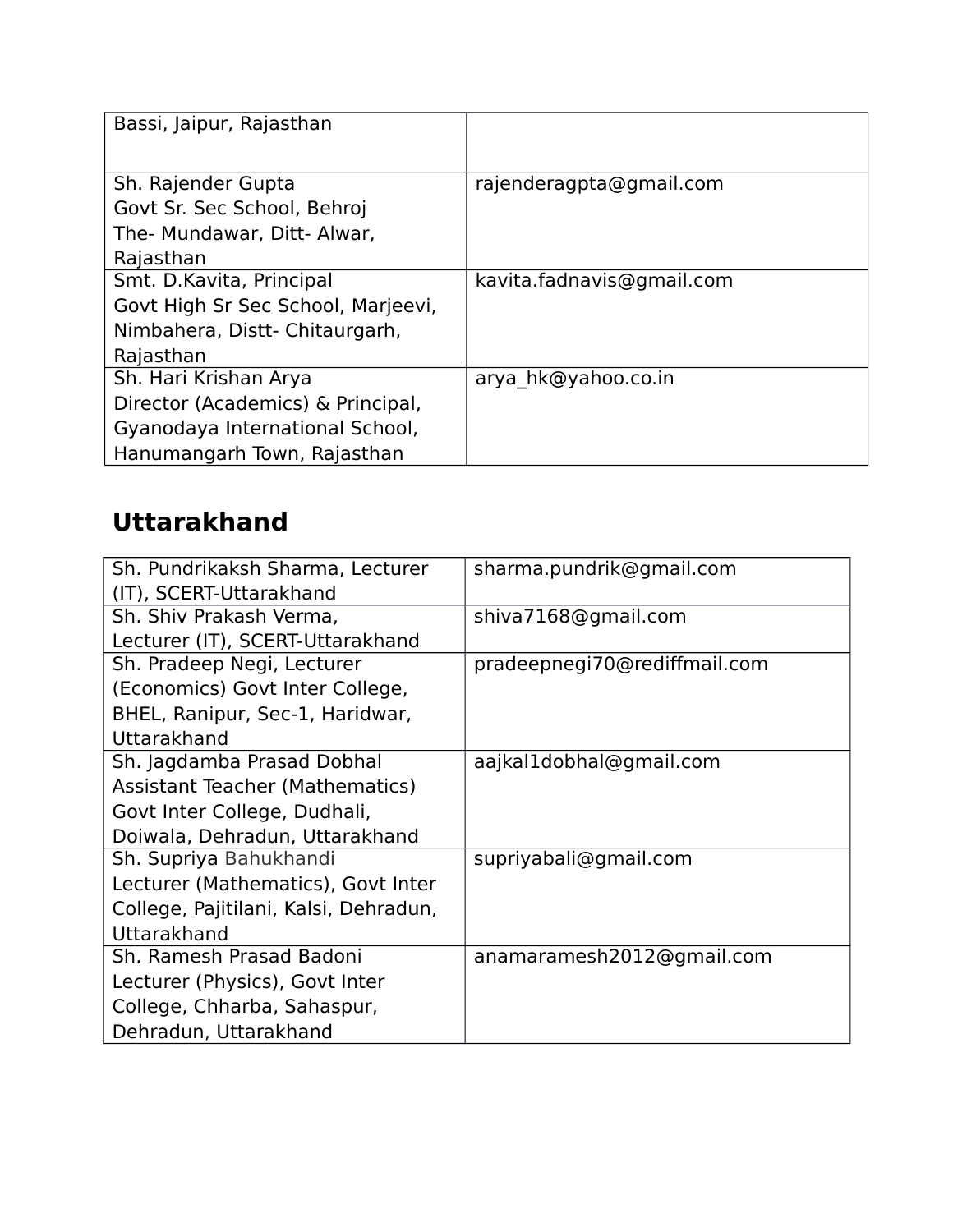| | |
|---|---|
| Bassi, Jaipur, Rajasthan | |
| Sh. Rajender Gupta<br>Govt Sr. Sec School, Behroj<br>The- Mundawar, Ditt- Alwar, Rajasthan | rajenderagpta@gmail.com |
| Smt. D.Kavita, Principal<br>Govt High Sr Sec School, Marjeevi, Nimbahera, Distt- Chitaurgarh, Rajasthan | kavita.fadnavis@gmail.com |
| Sh. Hari Krishan Arya<br>Director (Academics) & Principal, Gyanodaya International School, Hanumangarh Town, Rajasthan | arya_hk@yahoo.co.in |

## Uttarakhand

| | |
|---|---|
| Sh. Pundrikaksh Sharma, Lecturer (IT), SCERT-Uttarakhand | sharma.pundrik@gmail.com |
| Sh. Shiv Prakash Verma,<br>Lecturer (IT), SCERT-Uttarakhand | shiva7168@gmail.com |
| Sh. Pradeep Negi, Lecturer (Economics) Govt Inter College, BHEL, Ranipur, Sec-1, Haridwar, Uttarakhand | pradeepnegi70@rediffmail.com |
| Sh. Jagdamba Prasad Dobhal<br>Assistant Teacher (Mathematics)<br>Govt Inter College, Dudhali, Doiwala, Dehradun, Uttarakhand | aajkal1dobhal@gmail.com |
| Sh. Supriya Bahukhandi<br>Lecturer (Mathematics), Govt Inter College, Pajitilani, Kalsi, Dehradun, Uttarakhand | supriyabali@gmail.com |
| Sh. Ramesh Prasad Badoni<br>Lecturer (Physics), Govt Inter College, Chharba, Sahaspur, Dehradun, Uttarakhand | anamaramesh2012@gmail.com |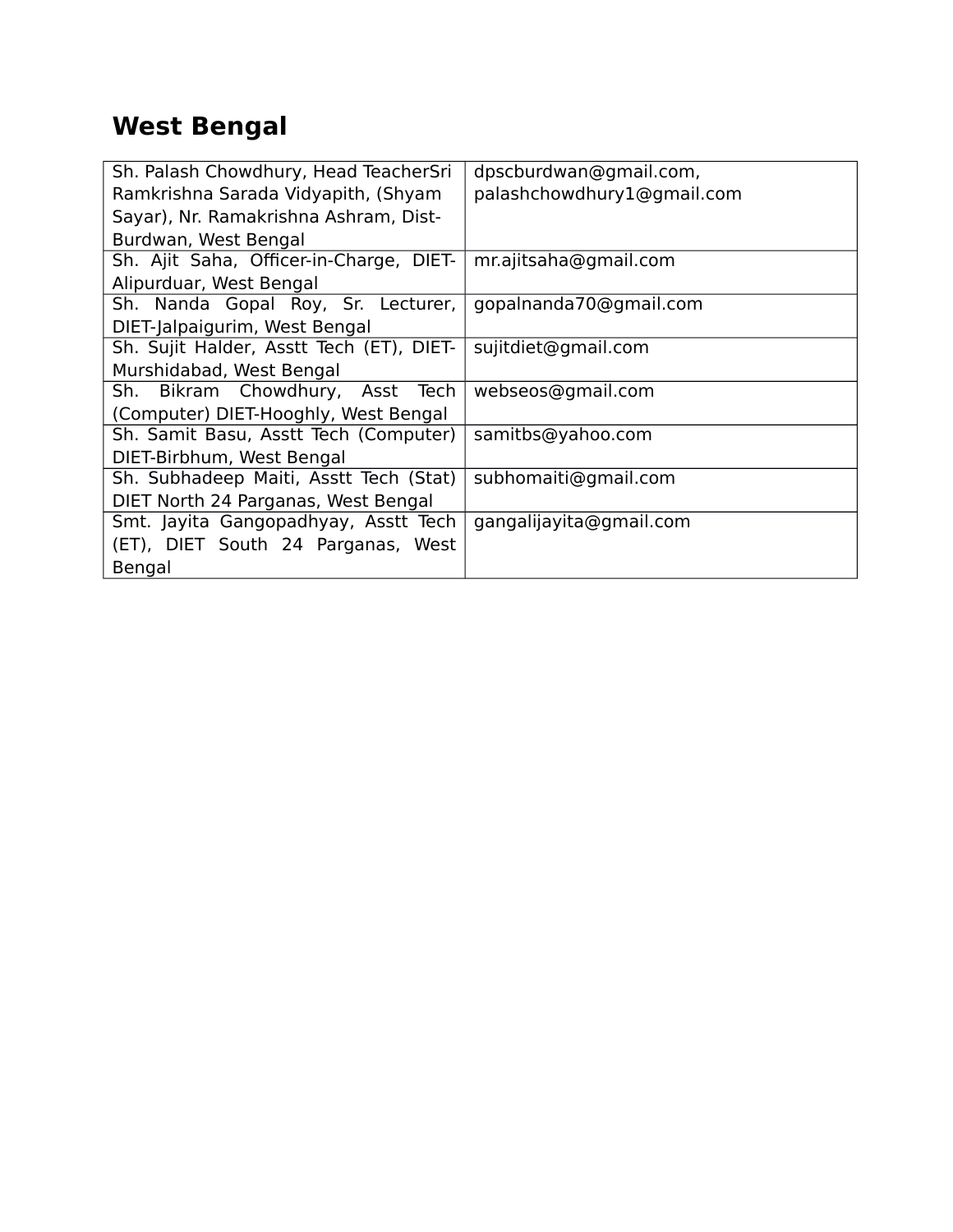## West Bengal

| | |
|---|---|
| Sh. Palash Chowdhury, Head TeacherSri Ramkrishna Sarada Vidyapith, (Shyam Sayar), Nr. Ramakrishna Ashram, Dist-Burdwan, West Bengal | dpscburdwan@gmail.com, palashchowdhury1@gmail.com |
| Sh. Ajit Saha, Officer-in-Charge, DIET-Alipurduar, West Bengal | mr.ajitsaha@gmail.com |
| Sh. Nanda Gopal Roy, Sr. Lecturer, DIET-Jalpaigurim, West Bengal | gopalnanda70@gmail.com |
| Sh. Sujit Halder, Asstt Tech (ET), DIET-Murshidabad, West Bengal | sujitdiet@gmail.com |
| Sh. Bikram Chowdhury, Asst Tech (Computer) DIET-Hooghly, West Bengal | webseos@gmail.com |
| Sh. Samit Basu, Asstt Tech (Computer) DIET-Birbhum, West Bengal | samitbs@yahoo.com |
| Sh. Subhadeep Maiti, Asstt Tech (Stat) DIET North 24 Parganas, West Bengal | subhomaiti@gmail.com |
| Smt. Jayita Gangopadhyay, Asstt Tech (ET), DIET South 24 Parganas, West Bengal | gangalijayita@gmail.com |